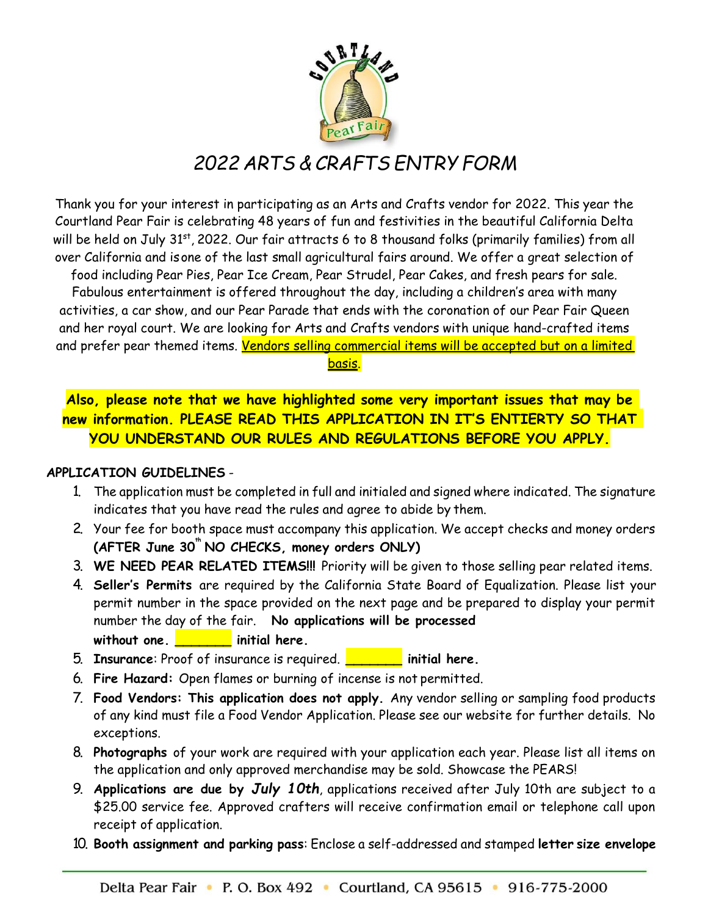# 2022 ARTS & CRAFTS ENTRY FORM

Thank you for your interest in participating as an Arts and Crafts vendor for 2022. This year the Courtland Pear Fair is celebrating 48 years of fun and festivities in the beautiful California Delta will be held on July 31st, 2022. Our fair attracts 6 to 8 thousand folks (primarily families) from all over California and is one of the last small agricultural fairs around. We offer a great selection of food including Pear Pies, Pear Ice Cream, Pear Strudel, Pear Cakes, and fresh pears for sale. Fabulous entertainment is offered throughout the day, including a children's area with many activities, a car show, and our Pear Parade that ends with the coronation of our Pear Fair Queen and her royal court. We are looking for Arts and Crafts vendors with unique hand-crafted items and prefer pear themed items. Vendors selling commercial items will be accepted but on a limited basis.

**Also, please note that we have highlighted some very important issues that may be new information. PLEASE READ THIS APPLICATION IN IT'S ENTIERTY SO THAT YOU UNDERSTAND OUR RULES AND REGULATIONS BEFORE YOU APPLY.**

**APPLICATION GUIDELINES** -

1. The application must be completed in full and initialed and signed where indicated. The signature indicates that you have read the rules and agree to abide by them.
2. Your fee for booth space must accompany this application. We accept checks and money orders **(AFTER June 30th NO CHECKS, money orders ONLY)**
3. **WE NEED PEAR RELATED ITEMS!!!** Priority will be given to those selling pear related items.
4. **Seller's Permits** are required by the California State Board of Equalization. Please list your permit number in the space provided on the next page and be prepared to display your permit number the day of the fair. **No applications will be processed without one. _______ initial here.**
5. **Insurance**: Proof of insurance is required. **_______ initial here.**
6. **Fire Hazard:** Open flames or burning of incense is not permitted.
7. **Food Vendors: This application does not apply.** Any vendor selling or sampling food products of any kind must file a Food Vendor Application. Please see our website for further details. No exceptions.
8. **Photographs** of your work are required with your application each year. Please list all items on the application and only approved merchandise may be sold. Showcase the PEARS!
9. **Applications are due by *July 10th***, applications received after July 10th are subject to a $25.00 service fee. Approved crafters will receive confirmation email or telephone call upon receipt of application.
10. **Booth assignment and parking pass**: Enclose a self-addressed and stamped **letter size envelope**

Delta Pear Fair • P. O. Box 492 • Courtland, CA 95615 • 916-775-2000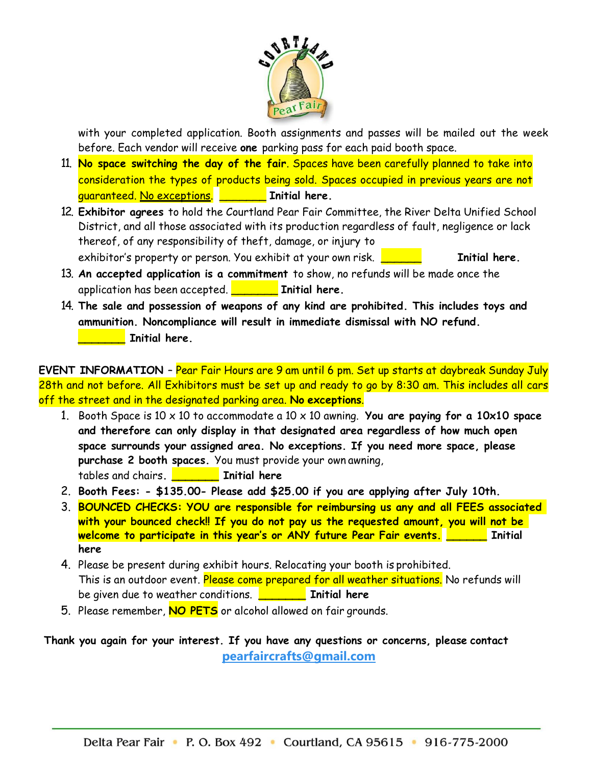with your completed application. Booth assignments and passes will be mailed out the week before. Each vendor will receive **one** parking pass for each paid booth space.

11. **No space switching the day of the fair**. Spaces have been carefully planned to take into consideration the types of products being sold. Spaces occupied in previous years are not guaranteed. No exceptions. _______ **Initial here.**
12. **Exhibitor agrees** to hold the Courtland Pear Fair Committee, the River Delta Unified School District, and all those associated with its production regardless of fault, negligence or lack thereof, of any responsibility of theft, damage, or injury to exhibitor's property or person. You exhibit at your own risk. ______ **Initial here.**
13. **An accepted application is a commitment** to show, no refunds will be made once the application has been accepted. _______ **Initial here.**
14. **The sale and possession of weapons of any kind are prohibited. This includes toys and ammunition. Noncompliance will result in immediate dismissal with NO refund.** _______ **Initial here.**

**EVENT INFORMATION** – Pear Fair Hours are 9 am until 6 pm. Set up starts at daybreak Sunday July 28th and not before. All Exhibitors must be set up and ready to go by 8:30 am. This includes all cars off the street and in the designated parking area. **No exceptions**.

1. Booth Space is 10 x 10 to accommodate a 10 x 10 awning. **You are paying for a 10x10 space and therefore can only display in that designated area regardless of how much open space surrounds your assigned area. No exceptions. If you need more space, please purchase 2 booth spaces.** You must provide your own awning, tables and chairs. _______ **Initial here**
2. **Booth Fees: - $135.00- Please add $25.00 if you are applying after July 10th.**
3. **BOUNCED CHECKS: YOU are responsible for reimbursing us any and all FEES associated with your bounced check!! If you do not pay us the requested amount, you will not be welcome to participate in this year's or ANY future Pear Fair events.** ______ **Initial here**
4. Please be present during exhibit hours. Relocating your booth is prohibited. This is an outdoor event. Please come prepared for all weather situations. No refunds will be given due to weather conditions. _______ **Initial here**
5. Please remember, **NO PETS** or alcohol allowed on fair grounds.

**Thank you again for your interest. If you have any questions or concerns, please contact** **pearfaircrafts@gmail.com**

Delta Pear Fair • P. O. Box 492 • Courtland, CA 95615 • 916-775-2000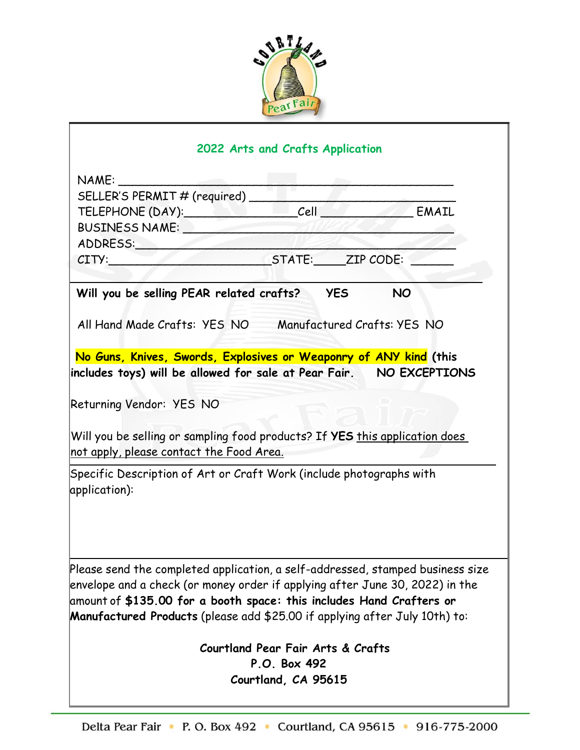## 2022 Arts and Crafts Application

NAME: ______________________________________________

SELLER'S PERMIT # (required) ____________________________

TELEPHONE (DAY):_______________Cell _____________ EMAIL

BUSINESS NAME: ________________________________________

ADDRESS:_____________________________________________

CITY:______________________STATE:_____ZIP CODE: ______

**Will you be selling PEAR related crafts? YES NO**

All Hand Made Crafts: YES NO Manufactured Crafts: YES NO

**No Guns, Knives, Swords, Explosives or Weaponry of ANY kind (this includes toys) will be allowed for sale at Pear Fair. NO EXCEPTIONS**

Returning Vendor: YES NO

Will you be selling or sampling food products? If **YES** this application does not apply, please contact the Food Area.

Specific Description of Art or Craft Work (include photographs with application):

Please send the completed application, a self-addressed, stamped business size envelope and a check (or money order if applying after June 30, 2022) in the amount of **$135.00 for a booth space: this includes Hand Crafters or Manufactured Products** (please add $25.00 if applying after July 10th) to:

**Courtland Pear Fair Arts & Crafts**
**P.O. Box 492**
**Courtland, CA 95615**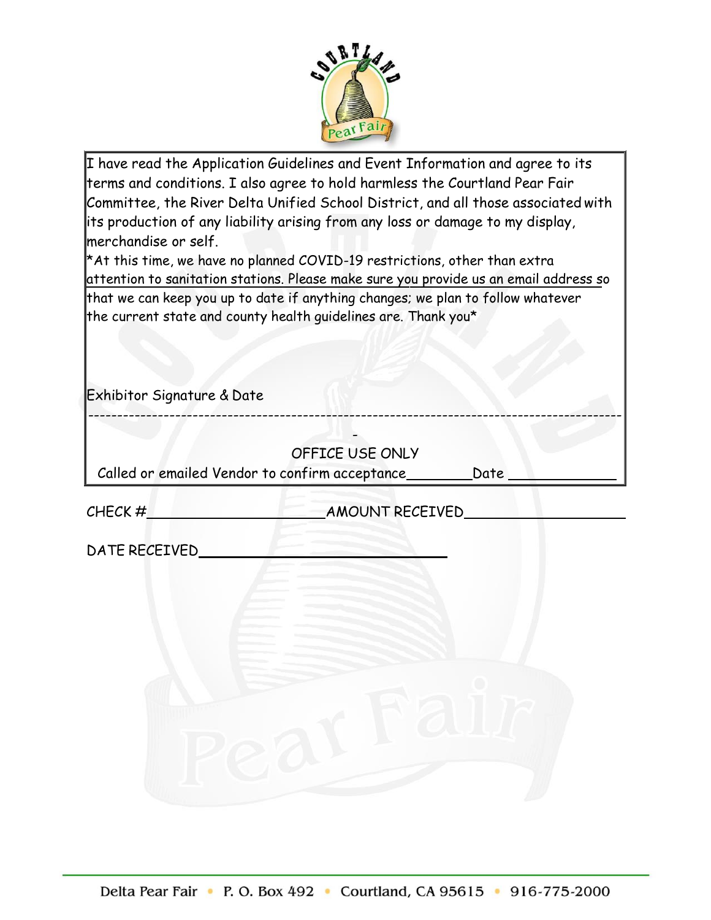I have read the Application Guidelines and Event Information and agree to its terms and conditions. I also agree to hold harmless the Courtland Pear Fair Committee, the River Delta Unified School District, and all those associated with its production of any liability arising from any loss or damage to my display, merchandise or self.

*At this time, we have no planned COVID-19 restrictions, other than extra attention to sanitation stations. Please make sure you provide us an email address so that we can keep you up to date if anything changes; we plan to follow whatever the current state and county health guidelines are. Thank you*

Exhibitor Signature & Date

---

OFFICE USE ONLY

Called or emailed Vendor to confirm acceptance________ Date ____________

CHECK #____________________ AMOUNT RECEIVED____________________

DATE RECEIVED____________________________